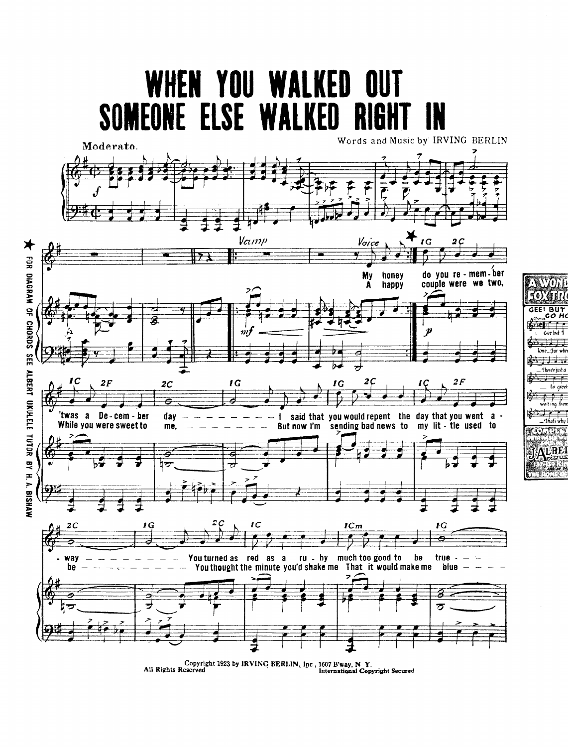# WHEN YOU WALKED OUT SOMEONE ELSE WALKED RIGHT IN

Words and Music by IRVING BERLIN

Moderato.

Vamp

Voice

★ FOR DIAGRAM OF CHORDS SEE ALBERT UKULELE TUTOR BY H. A. BISHAW

My honey do you re - mem - ber 'twas a De - cem - ber day — — — — — — — — — — I said that you would repent the day that you went a - way — — — — — — — — — — You turned as red as a ru - by much too good to be true - - - -

A happy couple were we two, While you were sweet to me, — — — — — — — — But now I'm sending bad news to my lit - tle used to be — — — — — — — — — — You thought the minute you'd shake me That it would make me blue — — — —

Copyright 1923 by IRVING BERLIN, Inc., 1607 B'way, N. Y.
All Rights Reserved International Copyright Secured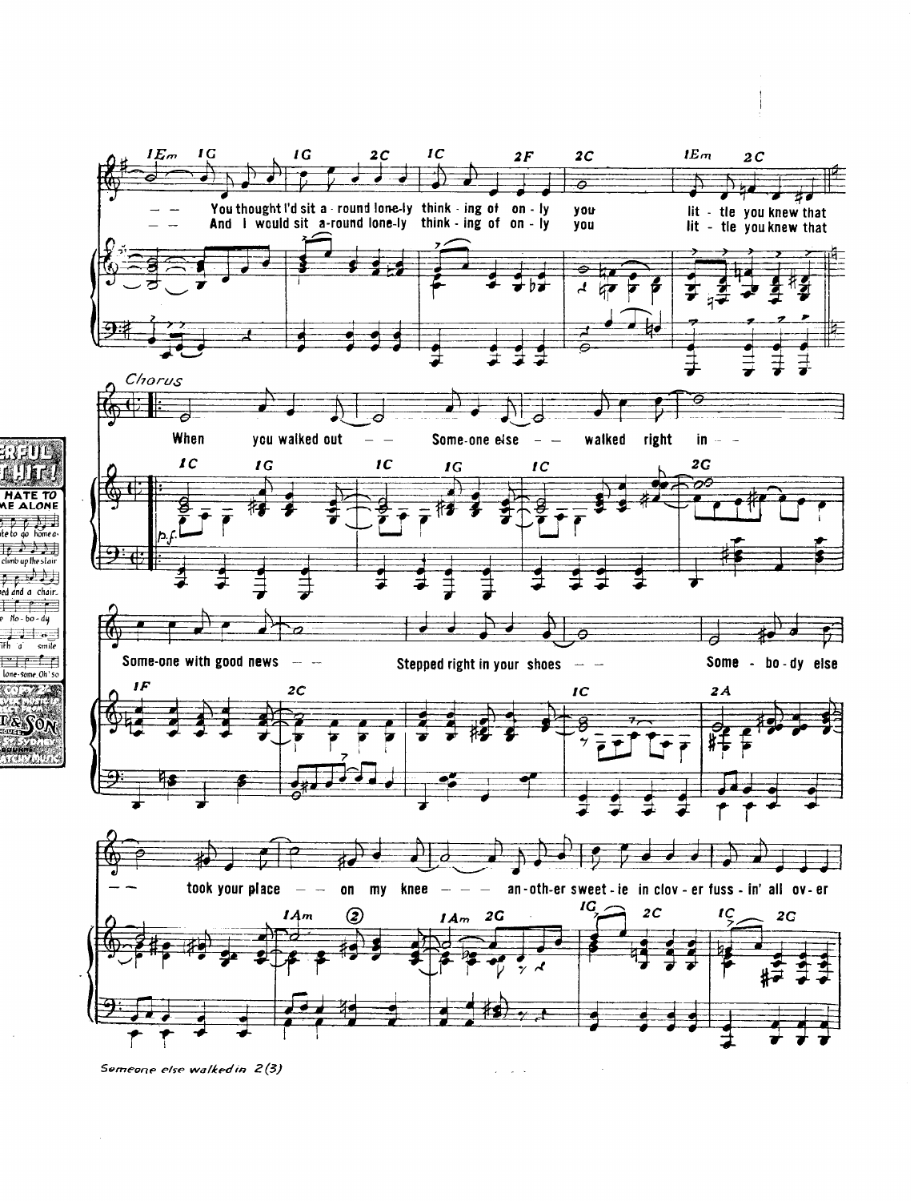You thought I'd sit a-round lone-ly think-ing of on-ly you lit-tle you knew that
And I would sit a-round lone-ly think-ing of on-ly you lit-tle you knew that

*Chorus*

When you walked out — — Some-one else — — walked right in — —

Some-one with good news — — Stepped right in your shoes — — Some-bo-dy else — — took your place — — on my knee — — — an-oth-er sweet-ie in clov-er fuss-in' all ov-er

*Someone else walked in 2(3)*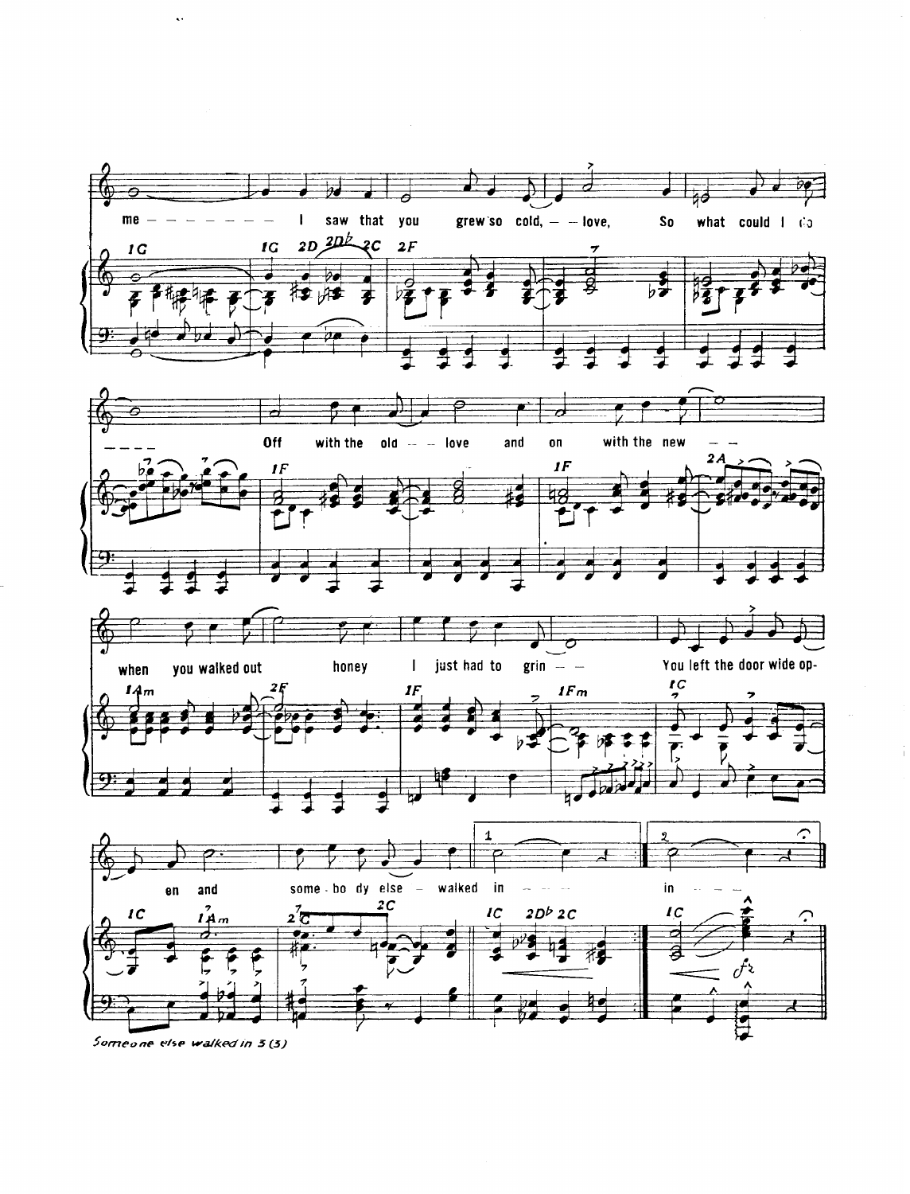me — — — — — — — — I saw that you grew so cold, — — love, So what could I do — — — —

Off with the old — — love and on with the new — —

when you walked out honey I just had to grin — —

You left the door wide open and somebody else — walked in — — — in — — —